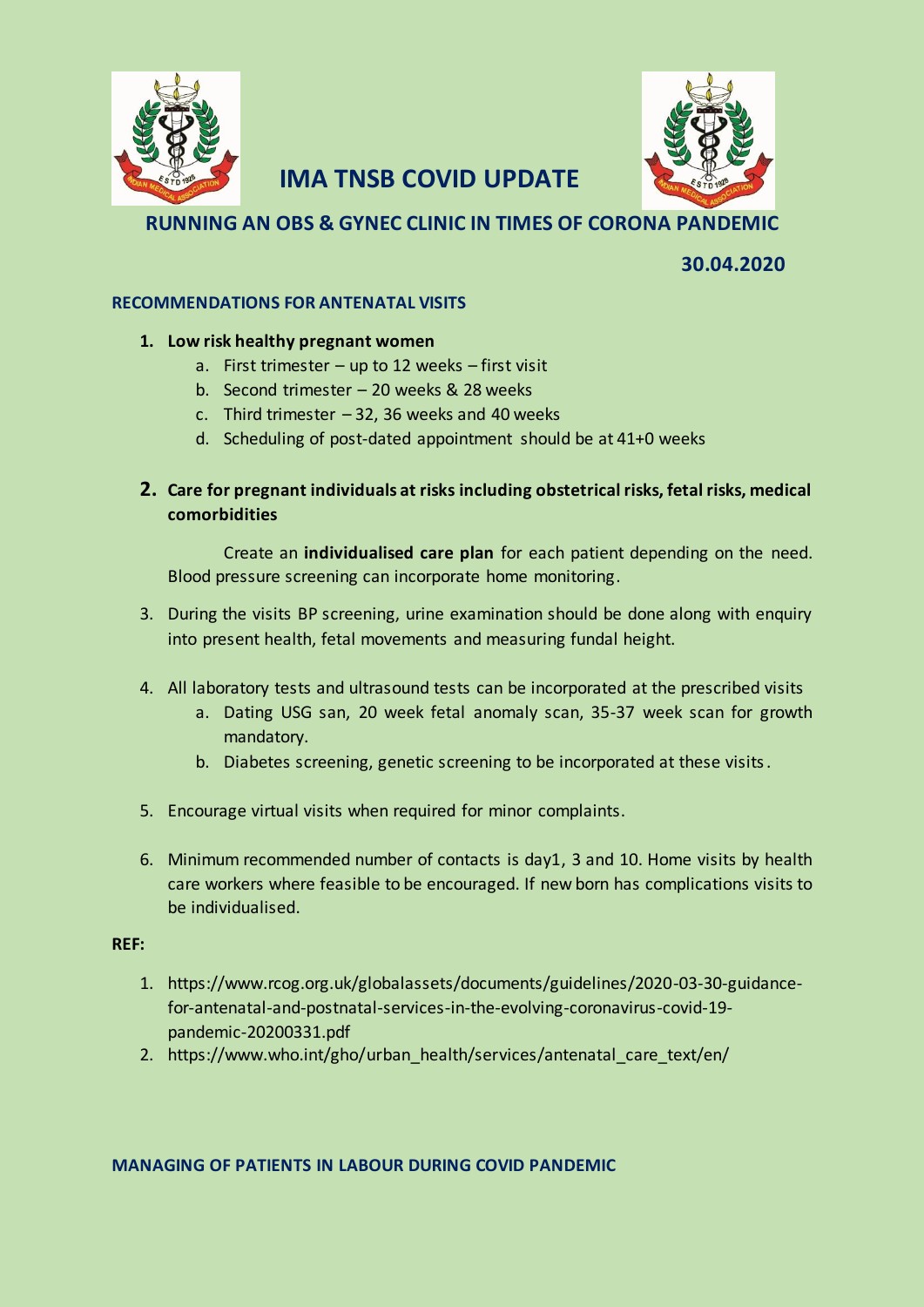# IMA TNSB COVID UPDATE

## RUNNING AN OBS & GYNEC CLINIC IN TIMES OF CORONA PANDEMIC

**30.04.2020**

### RECOMMENDATIONS FOR ANTENATAL VISITS

1. **Low risk healthy pregnant women**
   a. First trimester – up to 12 weeks – first visit
   b. Second trimester – 20 weeks & 28 weeks
   c. Third trimester – 32, 36 weeks and 40 weeks
   d. Scheduling of post-dated appointment should be at 41+0 weeks

2. **Care for pregnant individuals at risks including obstetrical risks, fetal risks, medical comorbidities**

   Create an **individualised care plan** for each patient depending on the need. Blood pressure screening can incorporate home monitoring.

3. During the visits BP screening, urine examination should be done along with enquiry into present health, fetal movements and measuring fundal height.

4. All laboratory tests and ultrasound tests can be incorporated at the prescribed visits
   a. Dating USG san, 20 week fetal anomaly scan, 35-37 week scan for growth mandatory.
   b. Diabetes screening, genetic screening to be incorporated at these visits.

5. Encourage virtual visits when required for minor complaints.

6. Minimum recommended number of contacts is day1, 3 and 10. Home visits by health care workers where feasible to be encouraged. If new born has complications visits to be individualised.

**REF:**

1. https://www.rcog.org.uk/globalassets/documents/guidelines/2020-03-30-guidance-for-antenatal-and-postnatal-services-in-the-evolving-coronavirus-covid-19-pandemic-20200331.pdf
2. https://www.who.int/gho/urban_health/services/antenatal_care_text/en/

### MANAGING OF PATIENTS IN LABOUR DURING COVID PANDEMIC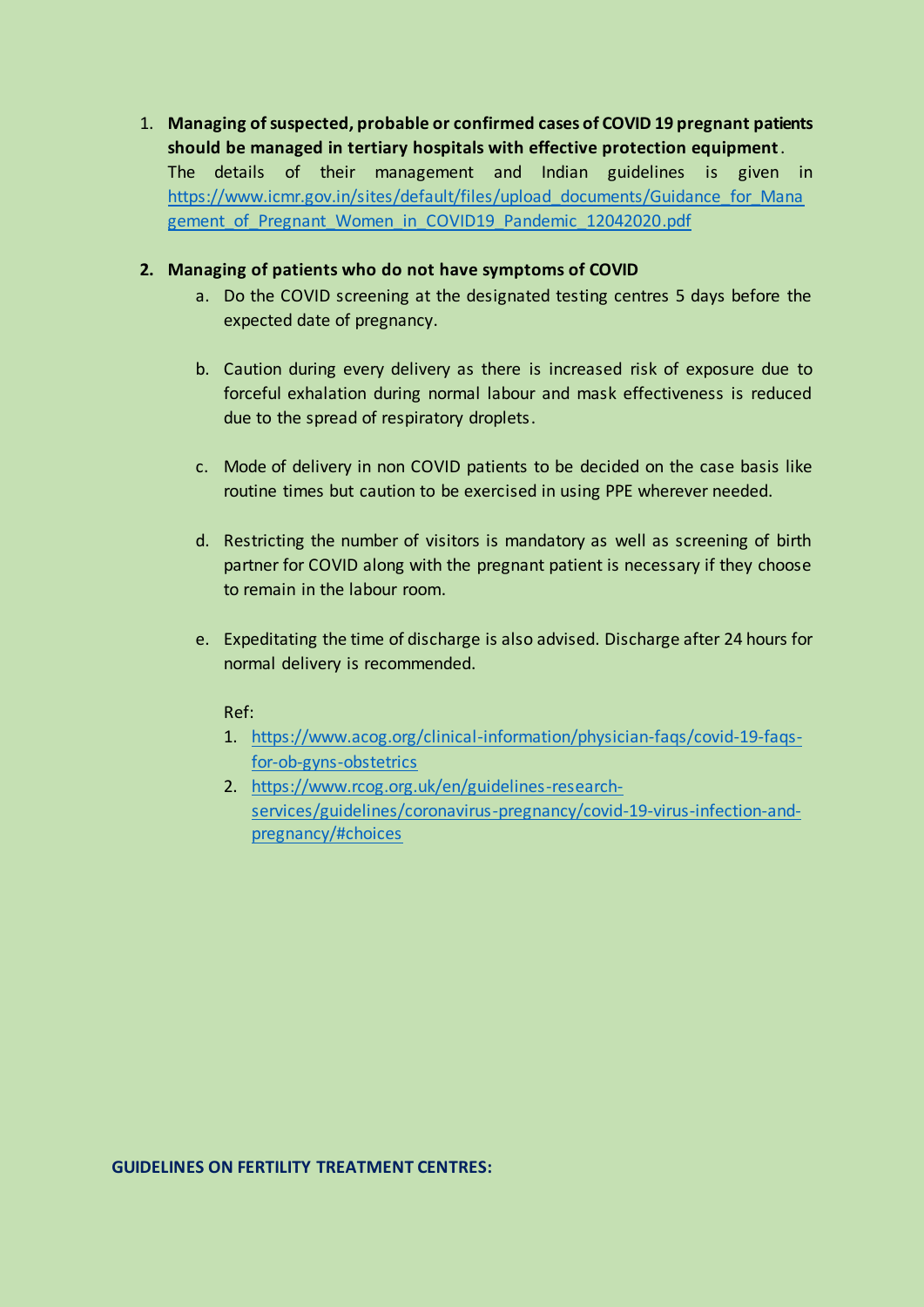1. **Managing of suspected, probable or confirmed cases of COVID 19 pregnant patients should be managed in tertiary hospitals with effective protection equipment**. The details of their management and Indian guidelines is given in https://www.icmr.gov.in/sites/default/files/upload_documents/Guidance_for_Management_of_Pregnant_Women_in_COVID19_Pandemic_12042020.pdf

2. **Managing of patients who do not have symptoms of COVID**
   a. Do the COVID screening at the designated testing centres 5 days before the expected date of pregnancy.

   b. Caution during every delivery as there is increased risk of exposure due to forceful exhalation during normal labour and mask effectiveness is reduced due to the spread of respiratory droplets.

   c. Mode of delivery in non COVID patients to be decided on the case basis like routine times but caution to be exercised in using PPE wherever needed.

   d. Restricting the number of visitors is mandatory as well as screening of birth partner for COVID along with the pregnant patient is necessary if they choose to remain in the labour room.

   e. Expeditating the time of discharge is also advised. Discharge after 24 hours for normal delivery is recommended.

   Ref:
   1. https://www.acog.org/clinical-information/physician-faqs/covid-19-faqs-for-ob-gyns-obstetrics
   2. https://www.rcog.org.uk/en/guidelines-research-services/guidelines/coronavirus-pregnancy/covid-19-virus-infection-and-pregnancy/#choices

**GUIDELINES ON FERTILITY TREATMENT CENTRES:**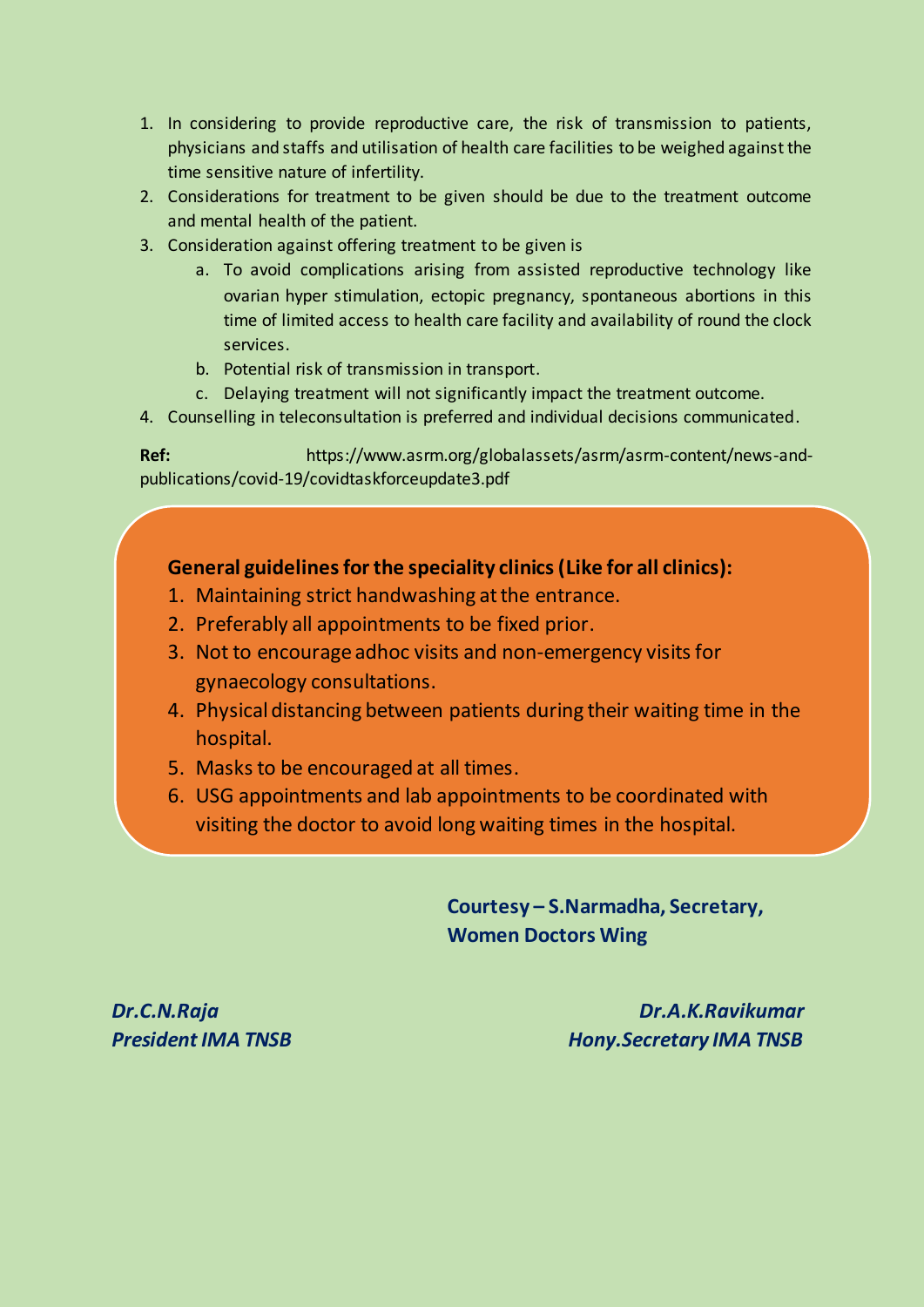1. In considering to provide reproductive care, the risk of transmission to patients, physicians and staffs and utilisation of health care facilities to be weighed against the time sensitive nature of infertility.
2. Considerations for treatment to be given should be due to the treatment outcome and mental health of the patient.
3. Consideration against offering treatment to be given is
   a. To avoid complications arising from assisted reproductive technology like ovarian hyper stimulation, ectopic pregnancy, spontaneous abortions in this time of limited access to health care facility and availability of round the clock services.
   b. Potential risk of transmission in transport.
   c. Delaying treatment will not significantly impact the treatment outcome.
4. Counselling in teleconsultation is preferred and individual decisions communicated.

**Ref:** https://www.asrm.org/globalassets/asrm/asrm-content/news-and-publications/covid-19/covidtaskforceupdate3.pdf

**General guidelines for the speciality clinics (Like for all clinics):**

1. Maintaining strict handwashing at the entrance.
2. Preferably all appointments to be fixed prior.
3. Not to encourage adhoc visits and non-emergency visits for gynaecology consultations.
4. Physical distancing between patients during their waiting time in the hospital.
5. Masks to be encouraged at all times.
6. USG appointments and lab appointments to be coordinated with visiting the doctor to avoid long waiting times in the hospital.

**Courtesy – S.Narmadha, Secretary,**
**Women Doctors Wing**

***Dr.C.N.Raja***
***President IMA TNSB***

***Dr.A.K.Ravikumar***
***Hony.Secretary IMA TNSB***